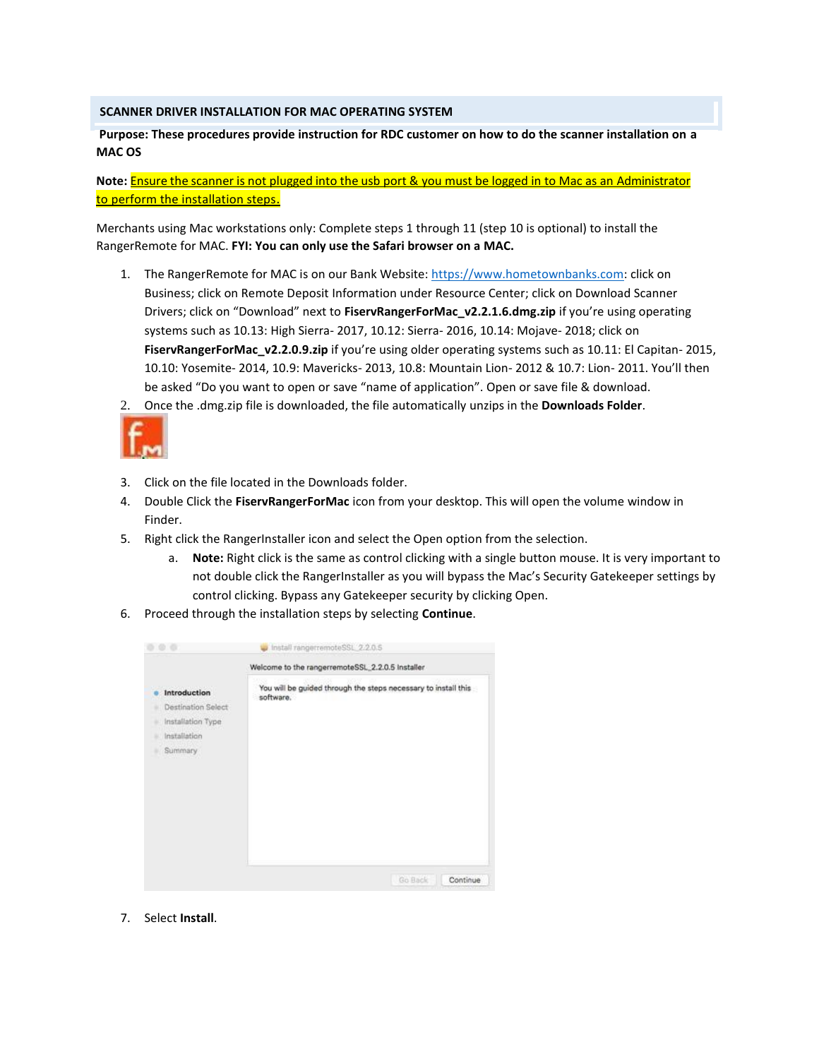## SCANNER DRIVER INSTALLATION FOR MAC OPERATING SYSTEM

**Purpose: These procedures provide instruction for RDC customer on how to do the scanner installation on a MAC OS**

**Note:** Ensure the scanner is not plugged into the usb port & you must be logged in to Mac as an Administrator to perform the installation steps.

Merchants using Mac workstations only: Complete steps 1 through 11 (step 10 is optional) to install the RangerRemote for MAC. **FYI: You can only use the Safari browser on a MAC.**

1. The RangerRemote for MAC is on our Bank Website: https://www.hometownbanks.com: click on Business; click on Remote Deposit Information under Resource Center; click on Download Scanner Drivers; click on "Download" next to **FiservRangerForMac_v2.2.1.6.dmg.zip** if you're using operating systems such as 10.13: High Sierra- 2017, 10.12: Sierra- 2016, 10.14: Mojave- 2018; click on **FiservRangerForMac_v2.2.0.9.zip** if you're using older operating systems such as 10.11: El Capitan- 2015, 10.10: Yosemite- 2014, 10.9: Mavericks- 2013, 10.8: Mountain Lion- 2012 & 10.7: Lion- 2011. You'll then be asked "Do you want to open or save "name of application". Open or save file & download.
2. Once the .dmg.zip file is downloaded, the file automatically unzips in the **Downloads Folder**.
3. Click on the file located in the Downloads folder.
4. Double Click the **FiservRangerForMac** icon from your desktop. This will open the volume window in Finder.
5. Right click the RangerInstaller icon and select the Open option from the selection.
   a. **Note:** Right click is the same as control clicking with a single button mouse. It is very important to not double click the RangerInstaller as you will bypass the Mac's Security Gatekeeper settings by control clicking. Bypass any Gatekeeper security by clicking Open.
6. Proceed through the installation steps by selecting **Continue**.
7. Select **Install**.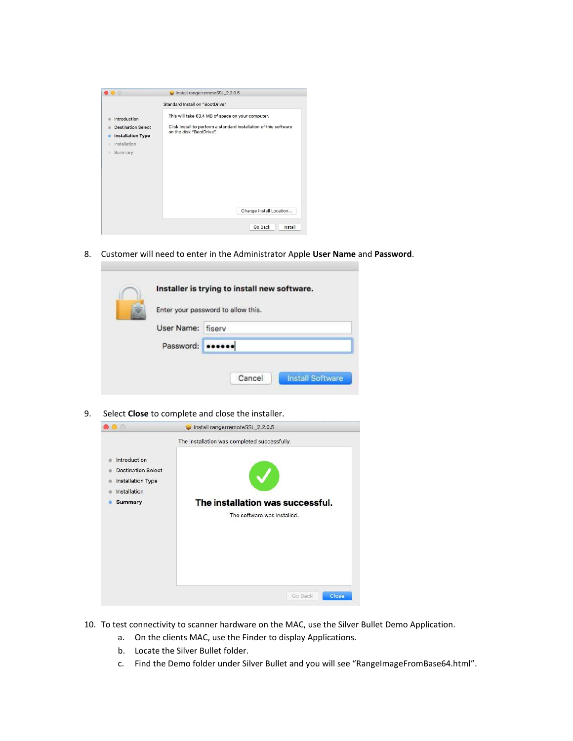8. Customer will need to enter in the Administrator Apple **User Name** and **Password**.

9. Select **Close** to complete and close the installer.

10. To test connectivity to scanner hardware on the MAC, use the Silver Bullet Demo Application.
    a. On the clients MAC, use the Finder to display Applications.
    b. Locate the Silver Bullet folder.
    c. Find the Demo folder under Silver Bullet and you will see "RangeImageFromBase64.html".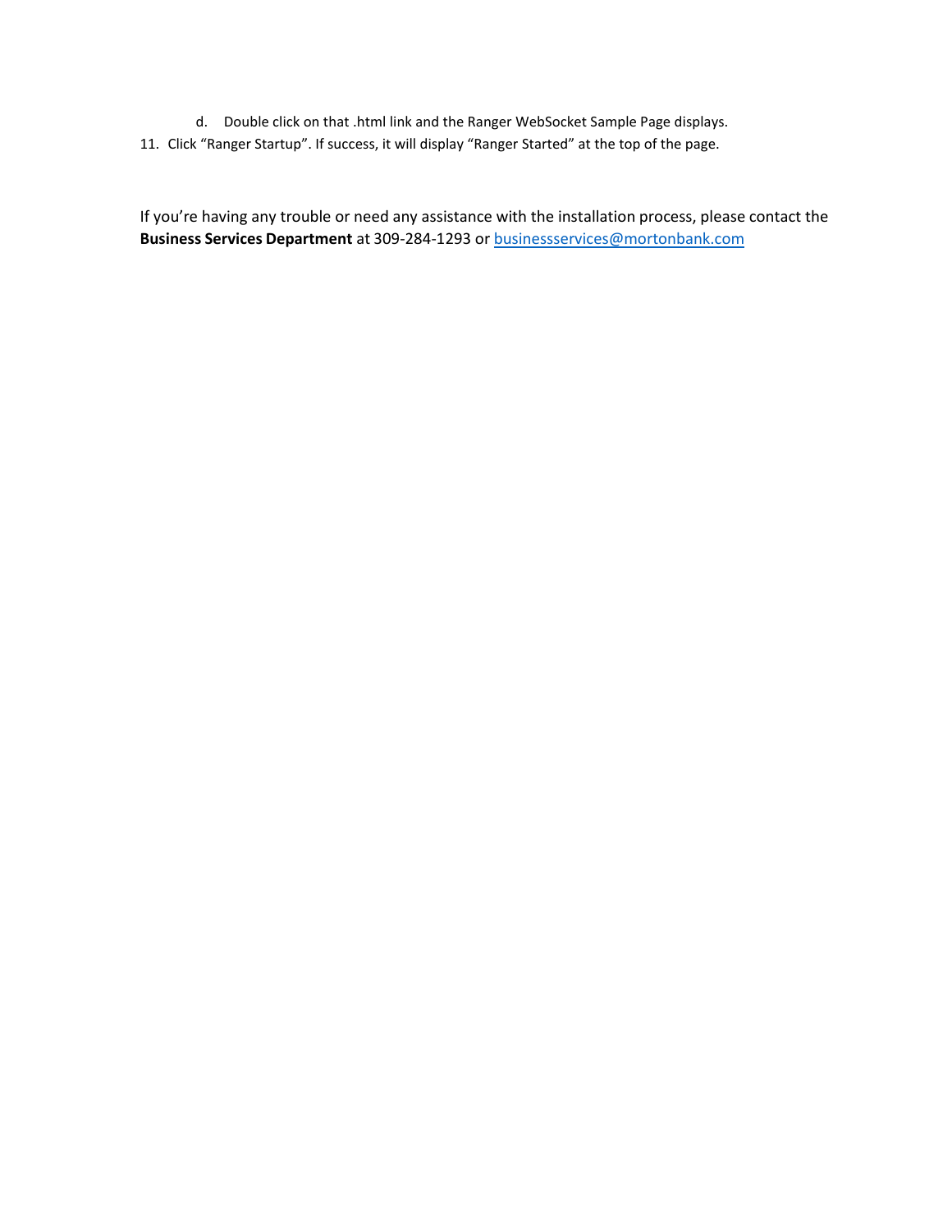d. Double click on that .html link and the Ranger WebSocket Sample Page displays.

11. Click “Ranger Startup”. If success, it will display “Ranger Started” at the top of the page.

If you’re having any trouble or need any assistance with the installation process, please contact the **Business Services Department** at 309-284-1293 or businessservices@mortonbank.com